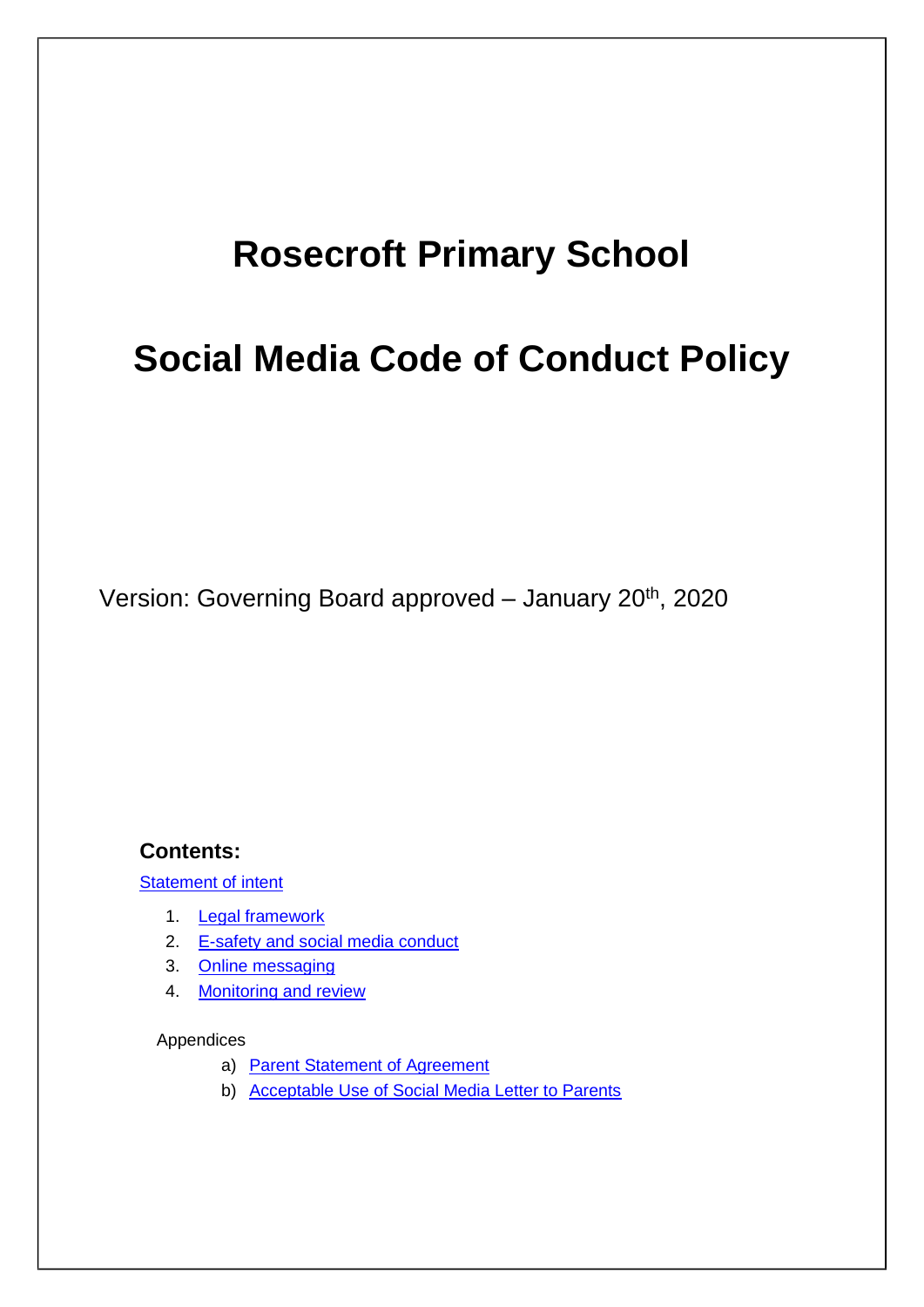# Rosecroft Primary School

# Social Media Code of Conduct Policy

Version: Governing Board approved – January 20th, 2020

**Contents:**

Statement of intent

1. Legal framework
2. E-safety and social media conduct
3. Online messaging
4. Monitoring and review

Appendices

a) Parent Statement of Agreement
b) Acceptable Use of Social Media Letter to Parents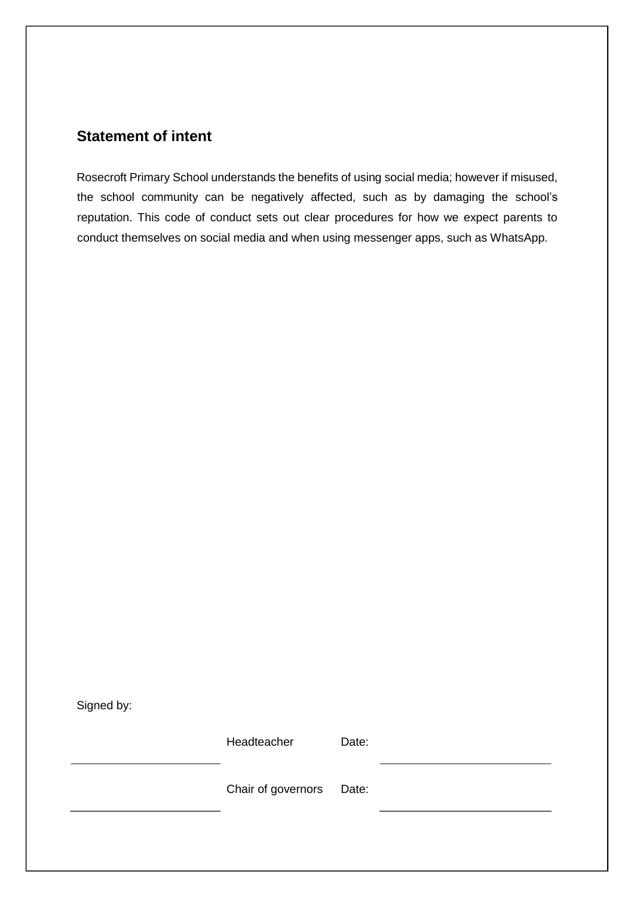## Statement of intent

Rosecroft Primary School understands the benefits of using social media; however if misused, the school community can be negatively affected, such as by damaging the school's reputation. This code of conduct sets out clear procedures for how we expect parents to conduct themselves on social media and when using messenger apps, such as WhatsApp.

Signed by:

| | | | |
|---|---|---|---|
| ______________________ | Headteacher | Date: | ______________________ |
| ______________________ | Chair of governors | Date: | ______________________ |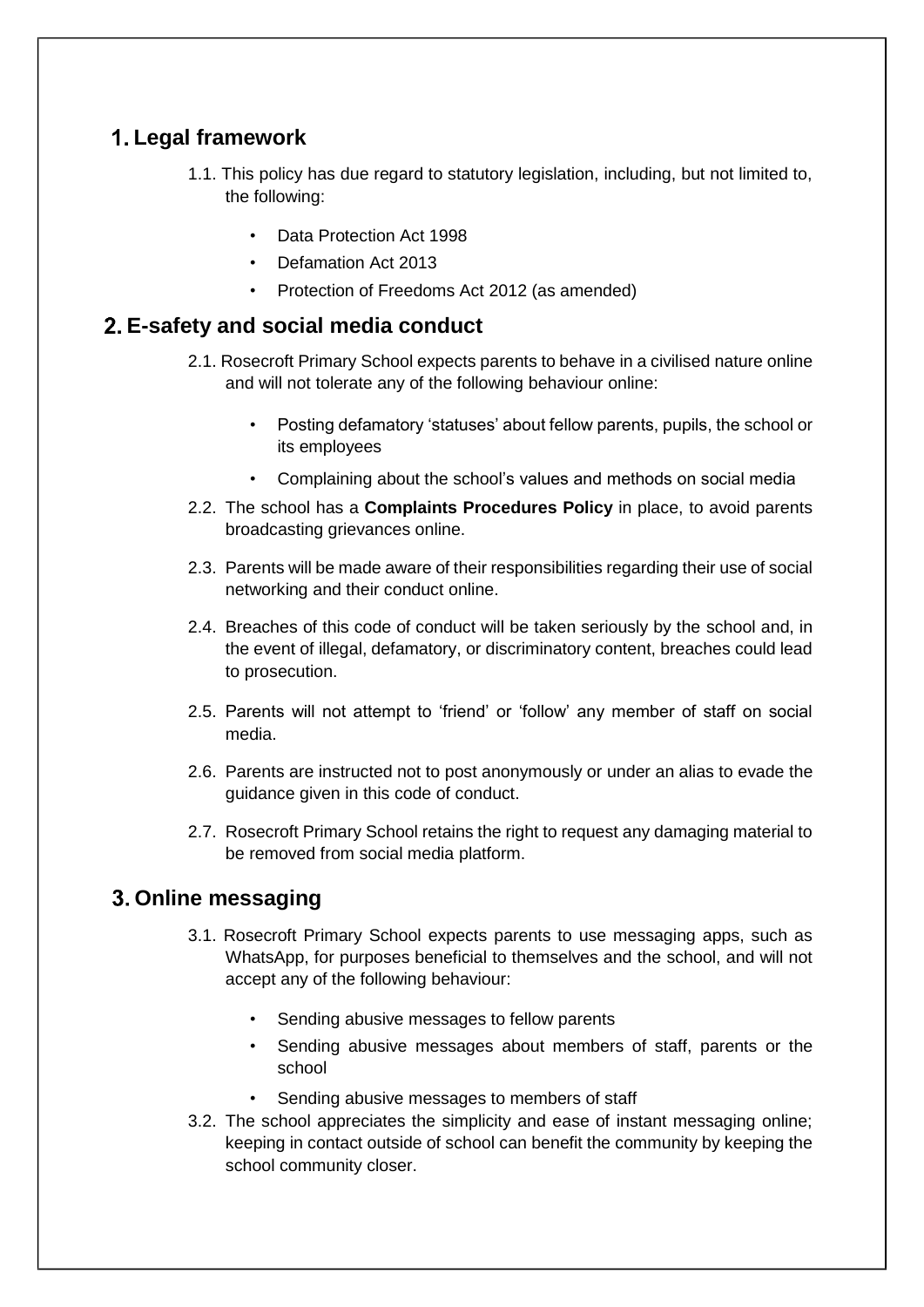## 1. Legal framework

1.1. This policy has due regard to statutory legislation, including, but not limited to, the following:

- Data Protection Act 1998
- Defamation Act 2013
- Protection of Freedoms Act 2012 (as amended)

## 2. E-safety and social media conduct

2.1. Rosecroft Primary School expects parents to behave in a civilised nature online and will not tolerate any of the following behaviour online:

- Posting defamatory 'statuses' about fellow parents, pupils, the school or its employees
- Complaining about the school's values and methods on social media

2.2. The school has a **Complaints Procedures Policy** in place, to avoid parents broadcasting grievances online.

2.3. Parents will be made aware of their responsibilities regarding their use of social networking and their conduct online.

2.4. Breaches of this code of conduct will be taken seriously by the school and, in the event of illegal, defamatory, or discriminatory content, breaches could lead to prosecution.

2.5. Parents will not attempt to 'friend' or 'follow' any member of staff on social media.

2.6. Parents are instructed not to post anonymously or under an alias to evade the guidance given in this code of conduct.

2.7. Rosecroft Primary School retains the right to request any damaging material to be removed from social media platform.

## 3. Online messaging

3.1. Rosecroft Primary School expects parents to use messaging apps, such as WhatsApp, for purposes beneficial to themselves and the school, and will not accept any of the following behaviour:

- Sending abusive messages to fellow parents
- Sending abusive messages about members of staff, parents or the school
- Sending abusive messages to members of staff

3.2. The school appreciates the simplicity and ease of instant messaging online; keeping in contact outside of school can benefit the community by keeping the school community closer.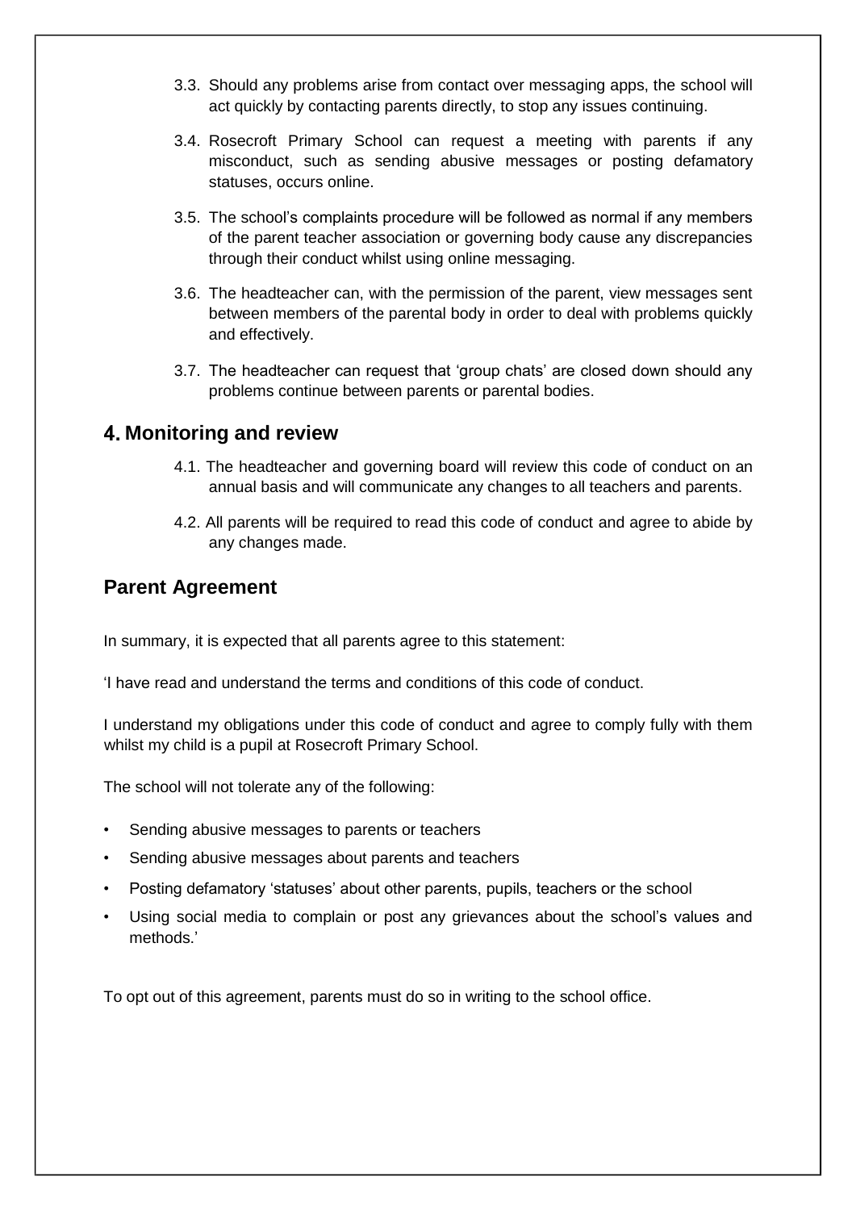3.3. Should any problems arise from contact over messaging apps, the school will act quickly by contacting parents directly, to stop any issues continuing.

3.4. Rosecroft Primary School can request a meeting with parents if any misconduct, such as sending abusive messages or posting defamatory statuses, occurs online.

3.5. The school's complaints procedure will be followed as normal if any members of the parent teacher association or governing body cause any discrepancies through their conduct whilst using online messaging.

3.6. The headteacher can, with the permission of the parent, view messages sent between members of the parental body in order to deal with problems quickly and effectively.

3.7. The headteacher can request that 'group chats' are closed down should any problems continue between parents or parental bodies.

## 4. Monitoring and review

4.1. The headteacher and governing board will review this code of conduct on an annual basis and will communicate any changes to all teachers and parents.

4.2. All parents will be required to read this code of conduct and agree to abide by any changes made.

## Parent Agreement

In summary, it is expected that all parents agree to this statement:

'I have read and understand the terms and conditions of this code of conduct.

I understand my obligations under this code of conduct and agree to comply fully with them whilst my child is a pupil at Rosecroft Primary School.

The school will not tolerate any of the following:

- Sending abusive messages to parents or teachers
- Sending abusive messages about parents and teachers
- Posting defamatory 'statuses' about other parents, pupils, teachers or the school
- Using social media to complain or post any grievances about the school's values and methods.'

To opt out of this agreement, parents must do so in writing to the school office.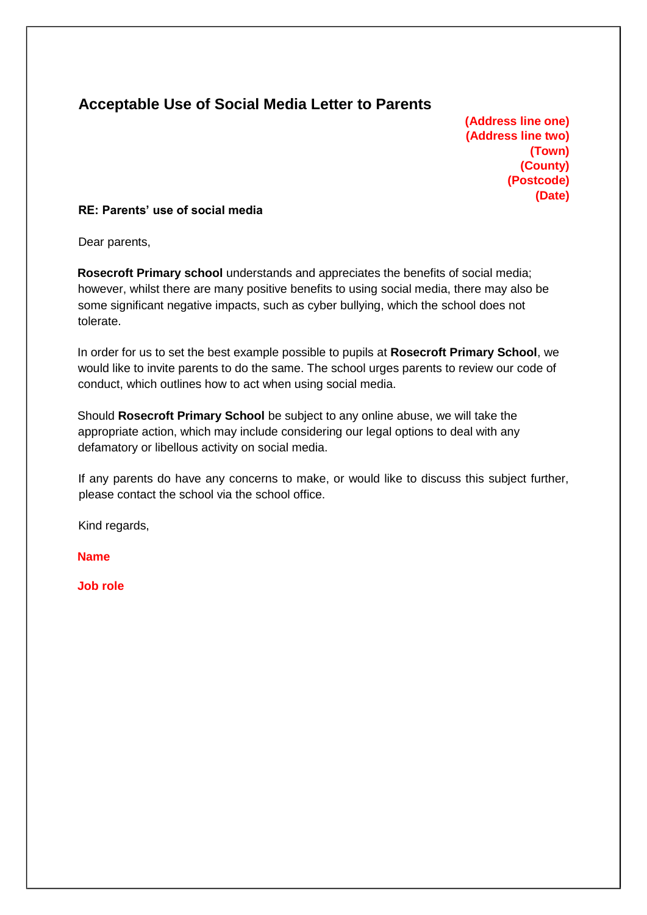## Acceptable Use of Social Media Letter to Parents

**(Address line one)**
**(Address line two)**
**(Town)**
**(County)**
**(Postcode)**
**(Date)**

**RE: Parents' use of social media**

Dear parents,

**Rosecroft Primary school** understands and appreciates the benefits of social media; however, whilst there are many positive benefits to using social media, there may also be some significant negative impacts, such as cyber bullying, which the school does not tolerate.

In order for us to set the best example possible to pupils at **Rosecroft Primary School**, we would like to invite parents to do the same. The school urges parents to review our code of conduct, which outlines how to act when using social media.

Should **Rosecroft Primary School** be subject to any online abuse, we will take the appropriate action, which may include considering our legal options to deal with any defamatory or libellous activity on social media.

If any parents do have any concerns to make, or would like to discuss this subject further, please contact the school via the school office.

Kind regards,

**Name**

**Job role**